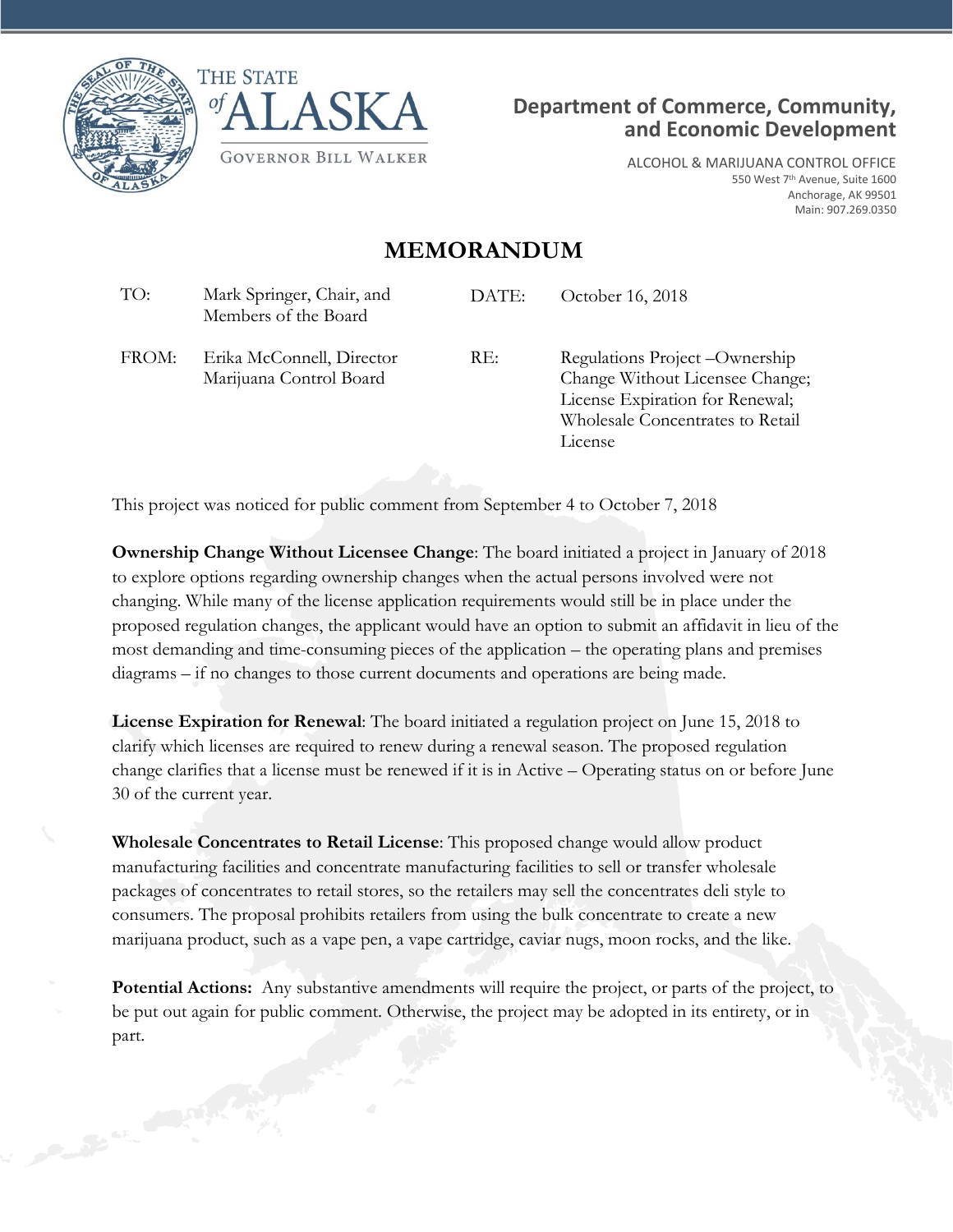THE STATE of ALASKA
GOVERNOR BILL WALKER

**Department of Commerce, Community, and Economic Development**

ALCOHOL & MARIJUANA CONTROL OFFICE
550 West 7th Avenue, Suite 1600
Anchorage, AK 99501
Main: 907.269.0350

# MEMORANDUM

| | | | |
|---|---|---|---|
| TO: | Mark Springer, Chair, and Members of the Board | DATE: | October 16, 2018 |
| FROM: | Erika McConnell, Director Marijuana Control Board | RE: | Regulations Project –Ownership Change Without Licensee Change; License Expiration for Renewal; Wholesale Concentrates to Retail License |

This project was noticed for public comment from September 4 to October 7, 2018

**Ownership Change Without Licensee Change**: The board initiated a project in January of 2018 to explore options regarding ownership changes when the actual persons involved were not changing. While many of the license application requirements would still be in place under the proposed regulation changes, the applicant would have an option to submit an affidavit in lieu of the most demanding and time-consuming pieces of the application – the operating plans and premises diagrams – if no changes to those current documents and operations are being made.

**License Expiration for Renewal**: The board initiated a regulation project on June 15, 2018 to clarify which licenses are required to renew during a renewal season. The proposed regulation change clarifies that a license must be renewed if it is in Active – Operating status on or before June 30 of the current year.

**Wholesale Concentrates to Retail License**: This proposed change would allow product manufacturing facilities and concentrate manufacturing facilities to sell or transfer wholesale packages of concentrates to retail stores, so the retailers may sell the concentrates deli style to consumers. The proposal prohibits retailers from using the bulk concentrate to create a new marijuana product, such as a vape pen, a vape cartridge, caviar nugs, moon rocks, and the like.

**Potential Actions:** Any substantive amendments will require the project, or parts of the project, to be put out again for public comment. Otherwise, the project may be adopted in its entirety, or in part.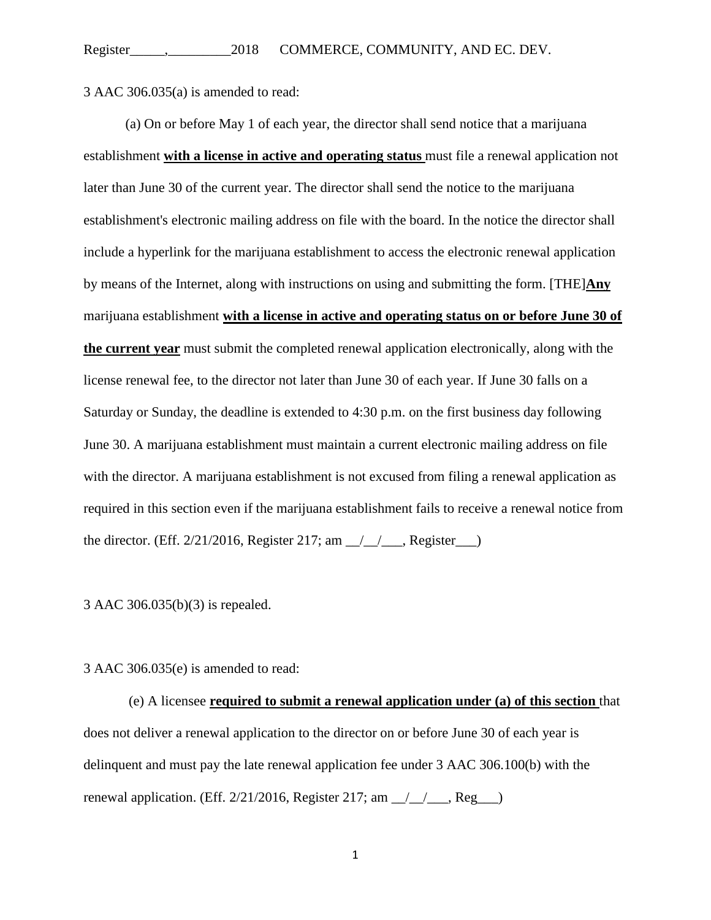3 AAC 306.035(a) is amended to read:

(a) On or before May 1 of each year, the director shall send notice that a marijuana establishment **with a license in active and operating status** must file a renewal application not later than June 30 of the current year. The director shall send the notice to the marijuana establishment's electronic mailing address on file with the board. In the notice the director shall include a hyperlink for the marijuana establishment to access the electronic renewal application by means of the Internet, along with instructions on using and submitting the form. [THE]**Any** marijuana establishment **with a license in active and operating status on or before June 30 of the current year** must submit the completed renewal application electronically, along with the license renewal fee, to the director not later than June 30 of each year. If June 30 falls on a Saturday or Sunday, the deadline is extended to 4:30 p.m. on the first business day following June 30. A marijuana establishment must maintain a current electronic mailing address on file with the director. A marijuana establishment is not excused from filing a renewal application as required in this section even if the marijuana establishment fails to receive a renewal notice from the director. (Eff. 2/21/2016, Register 217; am __/__/___, Register___)

3 AAC 306.035(b)(3) is repealed.

3 AAC 306.035(e) is amended to read:

(e) A licensee **required to submit a renewal application under (a) of this section** that does not deliver a renewal application to the director on or before June 30 of each year is delinquent and must pay the late renewal application fee under 3 AAC 306.100(b) with the renewal application. (Eff. 2/21/2016, Register 217; am __/__/___, Reg___)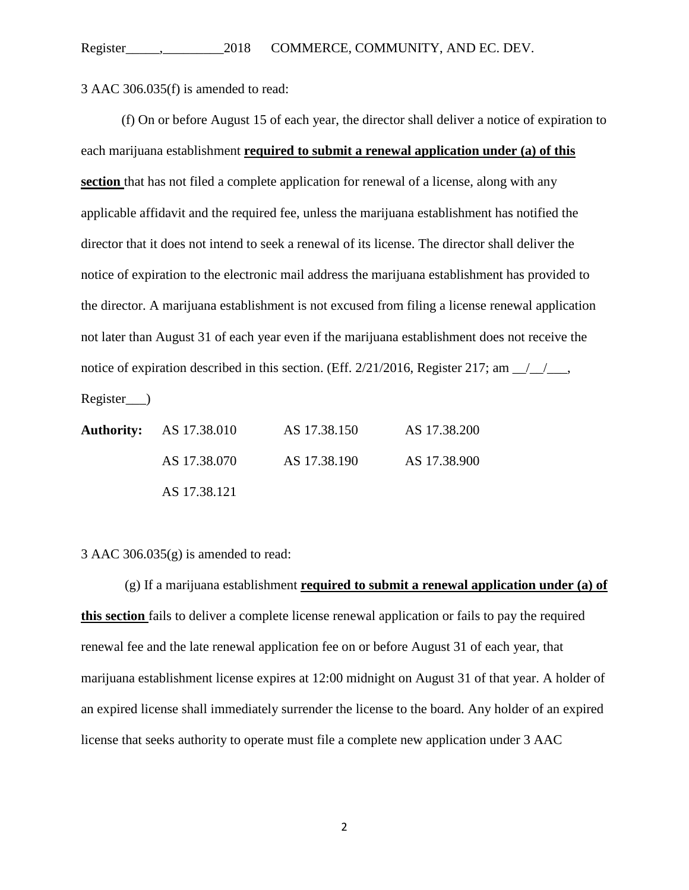3 AAC 306.035(f) is amended to read:

(f) On or before August 15 of each year, the director shall deliver a notice of expiration to each marijuana establishment <u>**required to submit a renewal application under (a) of this section**</u> that has not filed a complete application for renewal of a license, along with any applicable affidavit and the required fee, unless the marijuana establishment has notified the director that it does not intend to seek a renewal of its license. The director shall deliver the notice of expiration to the electronic mail address the marijuana establishment has provided to the director. A marijuana establishment is not excused from filing a license renewal application not later than August 31 of each year even if the marijuana establishment does not receive the notice of expiration described in this section. (Eff. 2/21/2016, Register 217; am __/__/___, Register___)

| **Authority:** | AS 17.38.010 | AS 17.38.150 | AS 17.38.200 |
|---|---|---|---|
| | AS 17.38.070 | AS 17.38.190 | AS 17.38.900 |
| | AS 17.38.121 | | |

3 AAC 306.035(g) is amended to read:

(g) If a marijuana establishment <u>**required to submit a renewal application under (a) of this section**</u> fails to deliver a complete license renewal application or fails to pay the required renewal fee and the late renewal application fee on or before August 31 of each year, that marijuana establishment license expires at 12:00 midnight on August 31 of that year. A holder of an expired license shall immediately surrender the license to the board. Any holder of an expired license that seeks authority to operate must file a complete new application under 3 AAC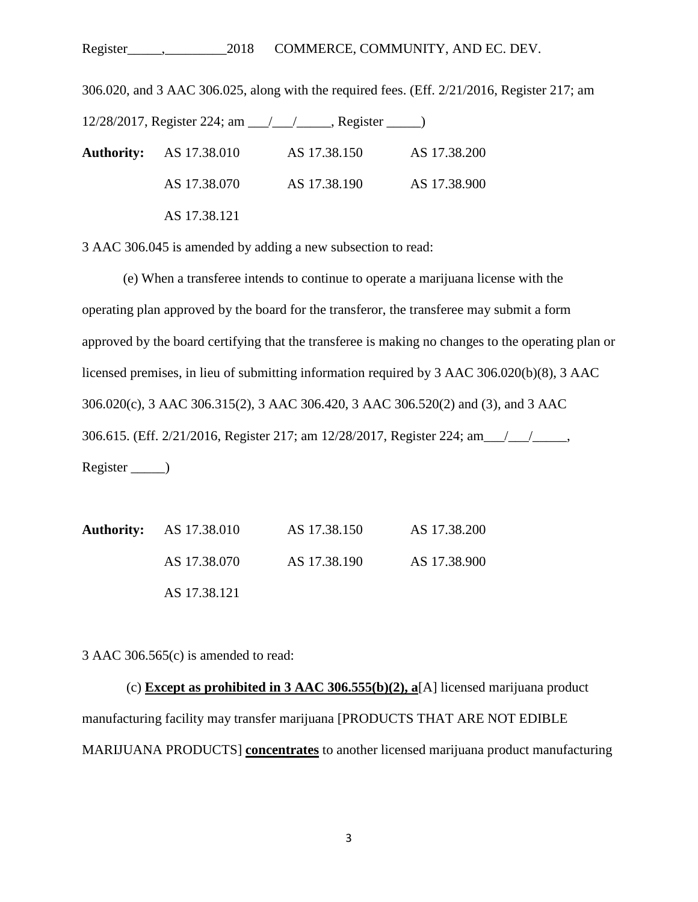306.020, and 3 AAC 306.025, along with the required fees. (Eff. 2/21/2016, Register 217; am 12/28/2017, Register 224; am ___/___/_____, Register _____)

| **Authority:** | AS 17.38.010 | AS 17.38.150 | AS 17.38.200 |
|---|---|---|---|
| | AS 17.38.070 | AS 17.38.190 | AS 17.38.900 |
| | AS 17.38.121 | | |

3 AAC 306.045 is amended by adding a new subsection to read:

(e) When a transferee intends to continue to operate a marijuana license with the operating plan approved by the board for the transferor, the transferee may submit a form approved by the board certifying that the transferee is making no changes to the operating plan or licensed premises, in lieu of submitting information required by 3 AAC 306.020(b)(8), 3 AAC 306.020(c), 3 AAC 306.315(2), 3 AAC 306.420, 3 AAC 306.520(2) and (3), and 3 AAC 306.615. (Eff. 2/21/2016, Register 217; am 12/28/2017, Register 224; am___/___/_____, Register _____)

| **Authority:** | AS 17.38.010 | AS 17.38.150 | AS 17.38.200 |
|---|---|---|---|
| | AS 17.38.070 | AS 17.38.190 | AS 17.38.900 |
| | AS 17.38.121 | | |

3 AAC 306.565(c) is amended to read:

(c) **Except as prohibited in 3 AAC 306.555(b)(2), a**[A] licensed marijuana product manufacturing facility may transfer marijuana [PRODUCTS THAT ARE NOT EDIBLE MARIJUANA PRODUCTS] **concentrates** to another licensed marijuana product manufacturing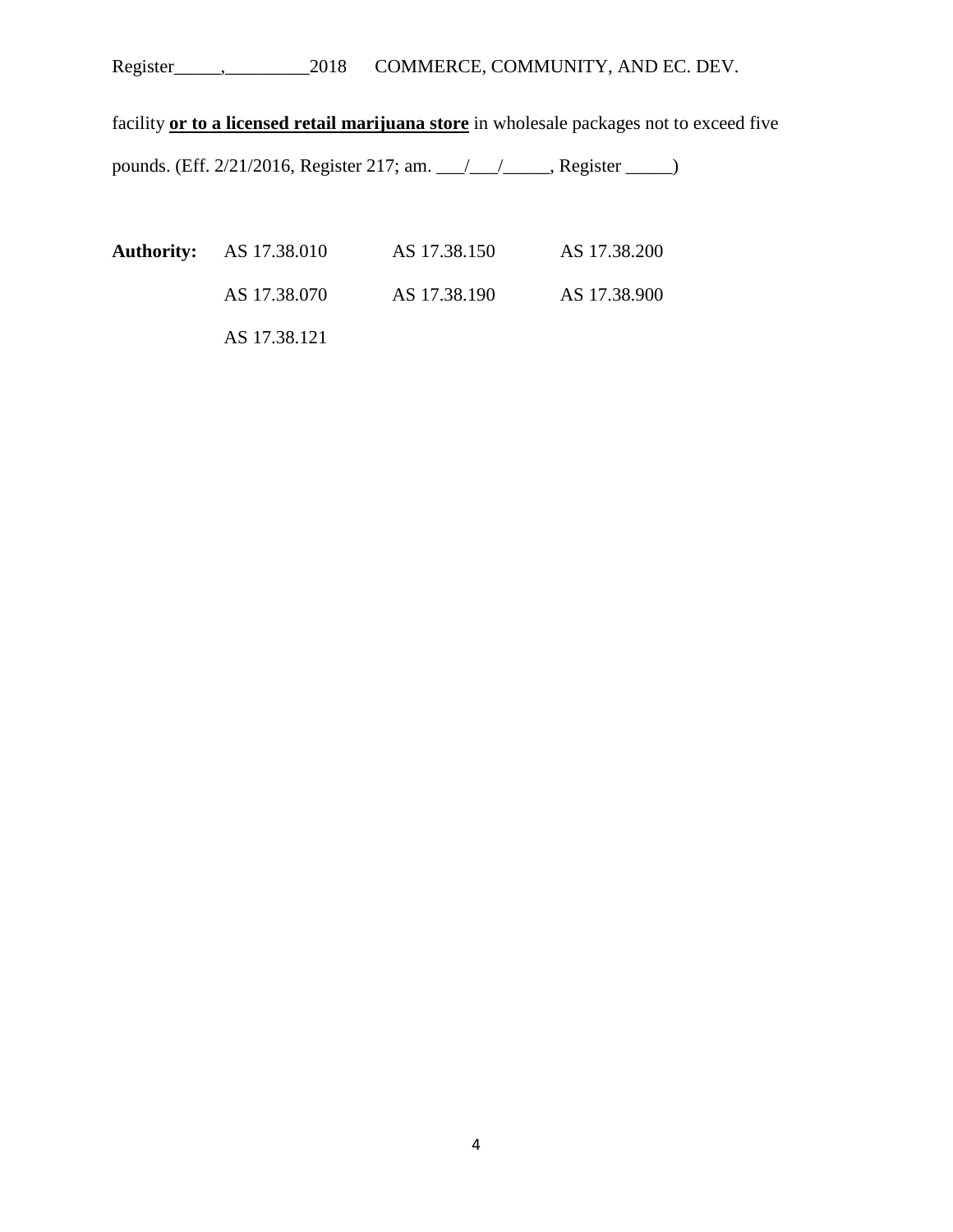facility **<u>or to a licensed retail marijuana store</u>** in wholesale packages not to exceed five pounds. (Eff. 2/21/2016, Register 217; am. ___/___/_____, Register _____)

| | | | |
|---|---|---|---|
| **Authority:** | AS 17.38.010 | AS 17.38.150 | AS 17.38.200 |
| | AS 17.38.070 | AS 17.38.190 | AS 17.38.900 |
| | AS 17.38.121 | | |